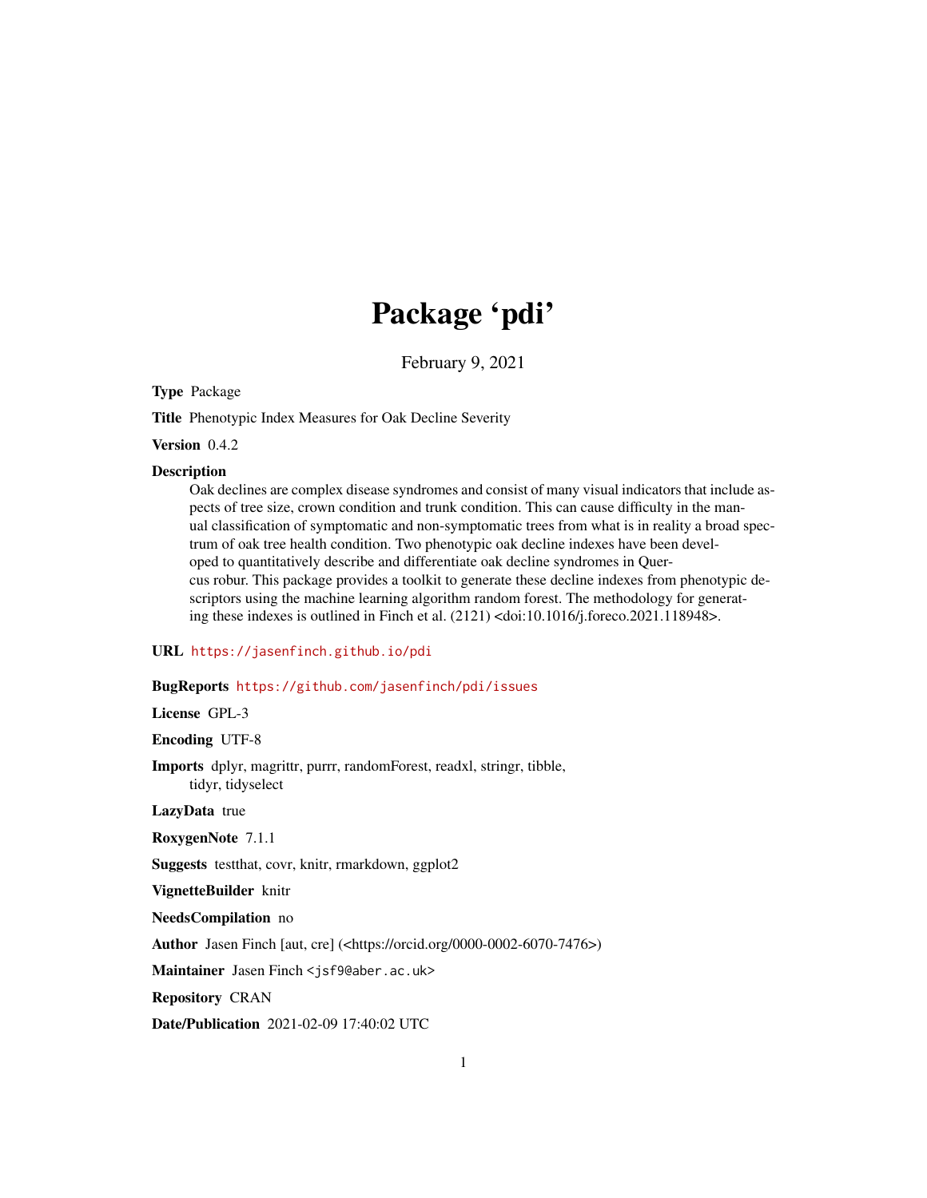# Package 'pdi'

February 9, 2021

**Type** Package

**Title** Phenotypic Index Measures for Oak Decline Severity

**Version** 0.4.2

**Description** Oak declines are complex disease syndromes and consist of many visual indicators that include aspects of tree size, crown condition and trunk condition. This can cause difficulty in the manual classification of symptomatic and non-symptomatic trees from what is in reality a broad spectrum of oak tree health condition. Two phenotypic oak decline indexes have been developed to quantitatively describe and differentiate oak decline syndromes in Quercus robur. This package provides a toolkit to generate these decline indexes from phenotypic descriptors using the machine learning algorithm random forest. The methodology for generating these indexes is outlined in Finch et al. (2121) <doi:10.1016/j.foreco.2021.118948>.

**URL** https://jasenfinch.github.io/pdi

**BugReports** https://github.com/jasenfinch/pdi/issues

**License** GPL-3

**Encoding** UTF-8

**Imports** dplyr, magrittr, purrr, randomForest, readxl, stringr, tibble, tidyr, tidyselect

**LazyData** true

**RoxygenNote** 7.1.1

**Suggests** testthat, covr, knitr, rmarkdown, ggplot2

**VignetteBuilder** knitr

**NeedsCompilation** no

**Author** Jasen Finch [aut, cre] (<https://orcid.org/0000-0002-6070-7476>)

**Maintainer** Jasen Finch <jsf9@aber.ac.uk>

**Repository** CRAN

**Date/Publication** 2021-02-09 17:40:02 UTC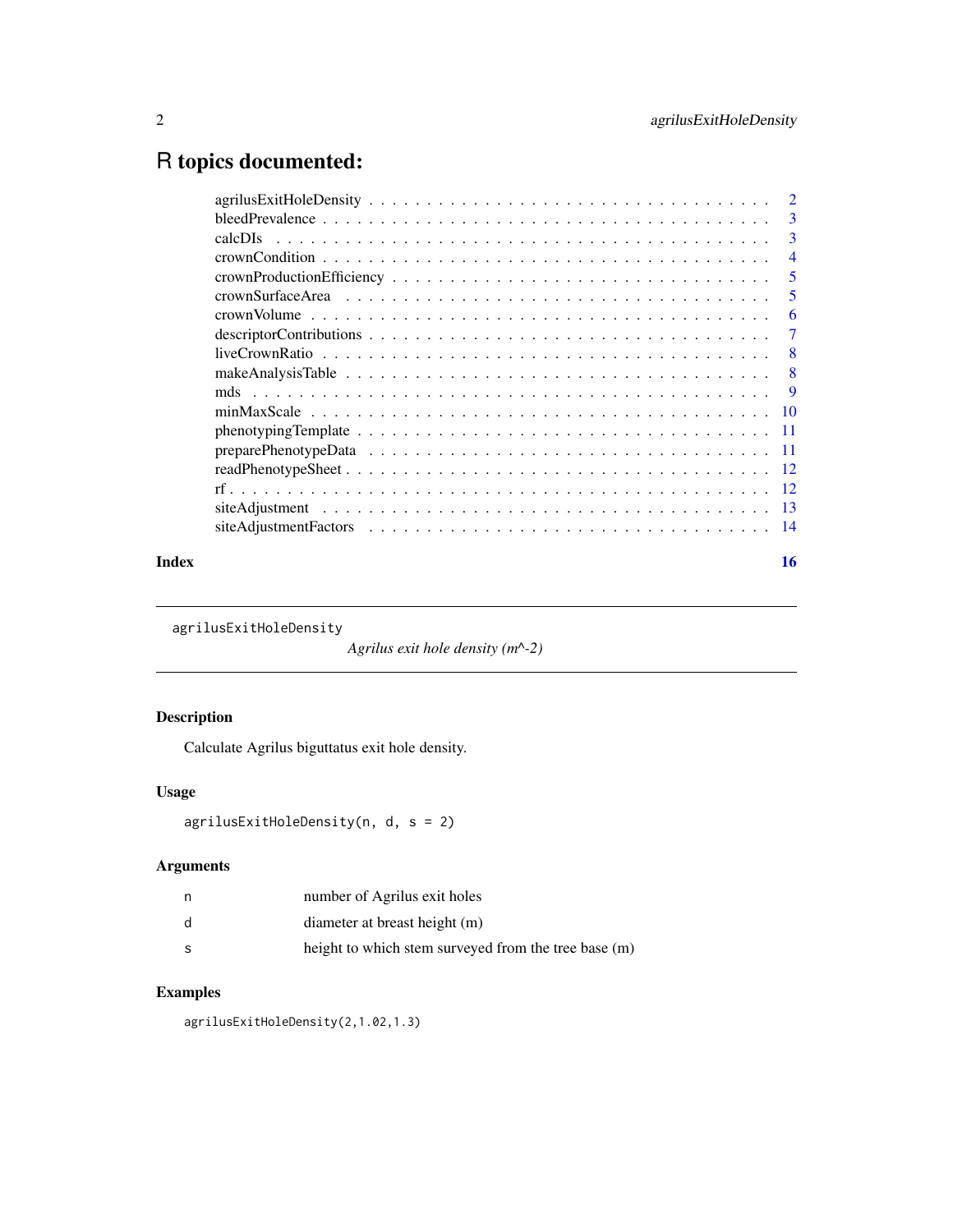# R topics documented:

| | |
|---|---|
| agrilusExitHoleDensity | 2 |
| bleedPrevalence | 3 |
| calcDIs | 3 |
| crownCondition | 4 |
| crownProductionEfficiency | 5 |
| crownSurfaceArea | 5 |
| crownVolume | 6 |
| descriptorContributions | 7 |
| liveCrownRatio | 8 |
| makeAnalysisTable | 8 |
| mds | 9 |
| minMaxScale | 10 |
| phenotypingTemplate | 11 |
| preparePhenotypeData | 11 |
| readPhenotypeSheet | 12 |
| rf | 12 |
| siteAdjustment | 13 |
| siteAdjustmentFactors | 14 |

**Index** **16**

---

`agrilusExitHoleDensity` *Agrilus exit hole density (m^-2)*

---

## Description

Calculate Agrilus biguttatus exit hole density.

## Usage

```
agrilusExitHoleDensity(n, d, s = 2)
```

## Arguments

| | |
|---|---|
| n | number of Agrilus exit holes |
| d | diameter at breast height (m) |
| s | height to which stem surveyed from the tree base (m) |

## Examples

```
agrilusExitHoleDensity(2,1.02,1.3)
```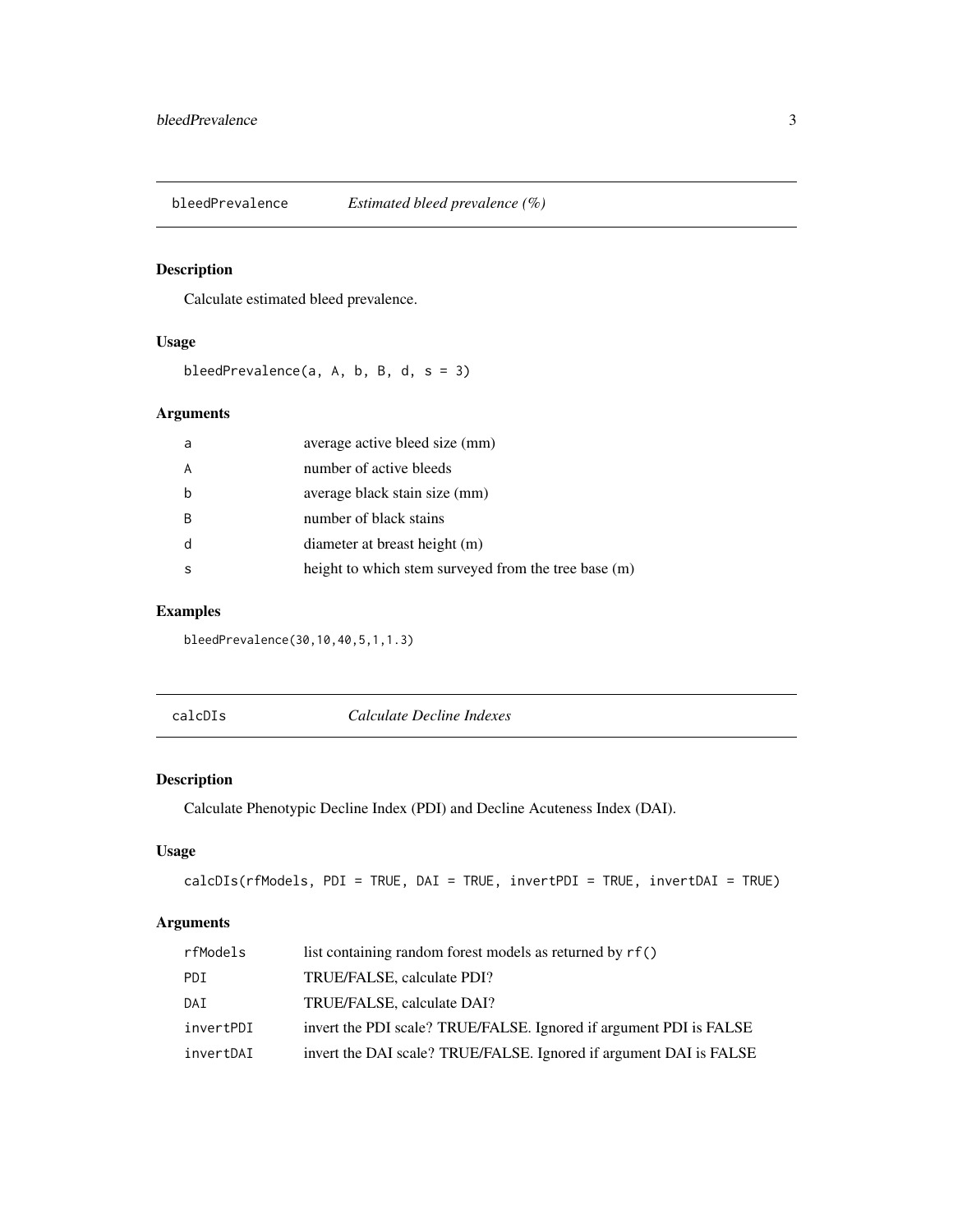## bleedPrevalence — *Estimated bleed prevalence (%)*

### Description

Calculate estimated bleed prevalence.

### Usage

```
bleedPrevalence(a, A, b, B, d, s = 3)
```

### Arguments

| Argument | Description |
|---|---|
| a | average active bleed size (mm) |
| A | number of active bleeds |
| b | average black stain size (mm) |
| B | number of black stains |
| d | diameter at breast height (m) |
| s | height to which stem surveyed from the tree base (m) |

### Examples

```
bleedPrevalence(30,10,40,5,1,1.3)
```

## calcDIs — *Calculate Decline Indexes*

### Description

Calculate Phenotypic Decline Index (PDI) and Decline Acuteness Index (DAI).

### Usage

```
calcDIs(rfModels, PDI = TRUE, DAI = TRUE, invertPDI = TRUE, invertDAI = TRUE)
```

### Arguments

| Argument | Description |
|---|---|
| rfModels | list containing random forest models as returned by `rf()` |
| PDI | TRUE/FALSE, calculate PDI? |
| DAI | TRUE/FALSE, calculate DAI? |
| invertPDI | invert the PDI scale? TRUE/FALSE. Ignored if argument PDI is FALSE |
| invertDAI | invert the DAI scale? TRUE/FALSE. Ignored if argument DAI is FALSE |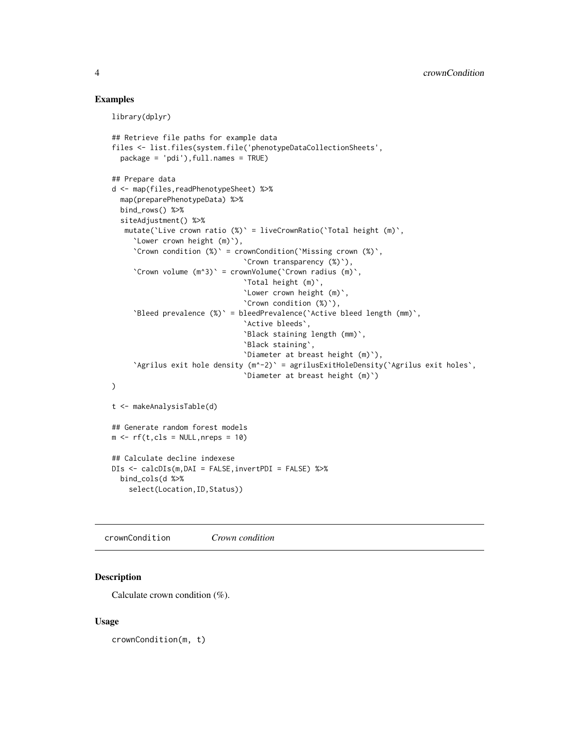## Examples

```
library(dplyr)

## Retrieve file paths for example data
files <- list.files(system.file('phenotypeDataCollectionSheets',
  package = 'pdi'),full.names = TRUE)

## Prepare data
d <- map(files,readPhenotypeSheet) %>%
  map(preparePhenotypeData) %>%
  bind_rows() %>%
  siteAdjustment() %>%
   mutate(`Live crown ratio (%)` = liveCrownRatio(`Total height (m)`,
     `Lower crown height (m)`),
     `Crown condition (%)` = crownCondition(`Missing crown (%)`,
                              `Crown transparency (%)`),
     `Crown volume (m^3)` = crownVolume(`Crown radius (m)`,
                              `Total height (m)`,
                              `Lower crown height (m)`,
                              `Crown condition (%)`),
     `Bleed prevalence (%)` = bleedPrevalence(`Active bleed length (mm)`,
                              `Active bleeds`,
                              `Black staining length (mm)`,
                              `Black staining`,
                              `Diameter at breast height (m)`),
     `Agrilus exit hole density (m^-2)` = agrilusExitHoleDensity(`Agrilus exit holes`,
                              `Diameter at breast height (m)`)
)

t <- makeAnalysisTable(d)

## Generate random forest models
m <- rf(t,cls = NULL,nreps = 10)

## Calculate decline indexese
DIs <- calcDIs(m,DAI = FALSE,invertPDI = FALSE) %>%
  bind_cols(d %>%
    select(Location,ID,Status))
```

## crownCondition *Crown condition*

### Description

Calculate crown condition (%).

### Usage

```
crownCondition(m, t)
```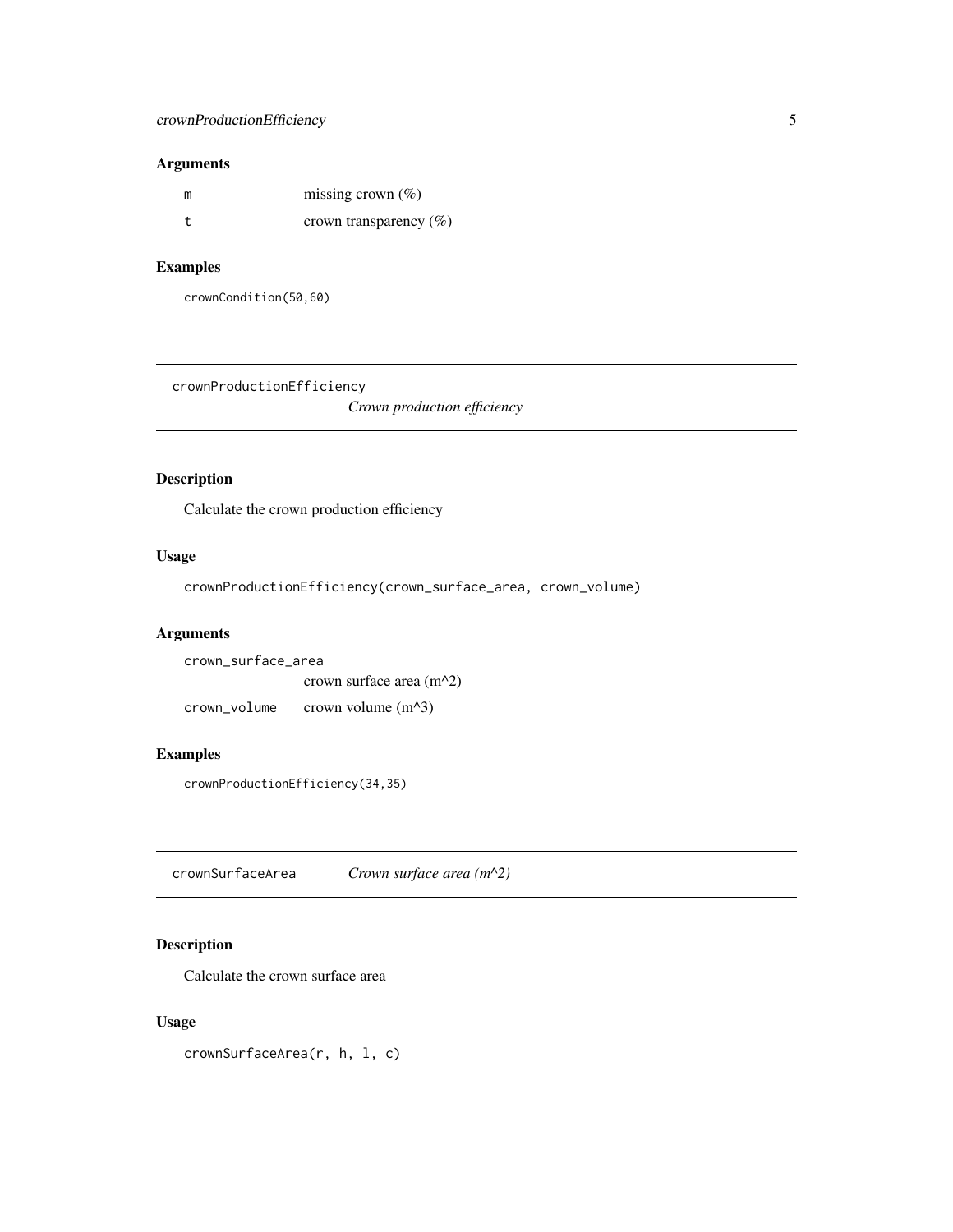### Arguments

| | |
|---|---|
| `m` | missing crown (%) |
| `t` | crown transparency (%) |

### Examples

```
crownCondition(50,60)
```

---

## crownProductionEfficiency — *Crown production efficiency*

### Description

Calculate the crown production efficiency

### Usage

```
crownProductionEfficiency(crown_surface_area, crown_volume)
```

### Arguments

| | |
|---|---|
| `crown_surface_area` | crown surface area (m^2) |
| `crown_volume` | crown volume (m^3) |

### Examples

```
crownProductionEfficiency(34,35)
```

---

## crownSurfaceArea — *Crown surface area (m^2)*

### Description

Calculate the crown surface area

### Usage

```
crownSurfaceArea(r, h, l, c)
```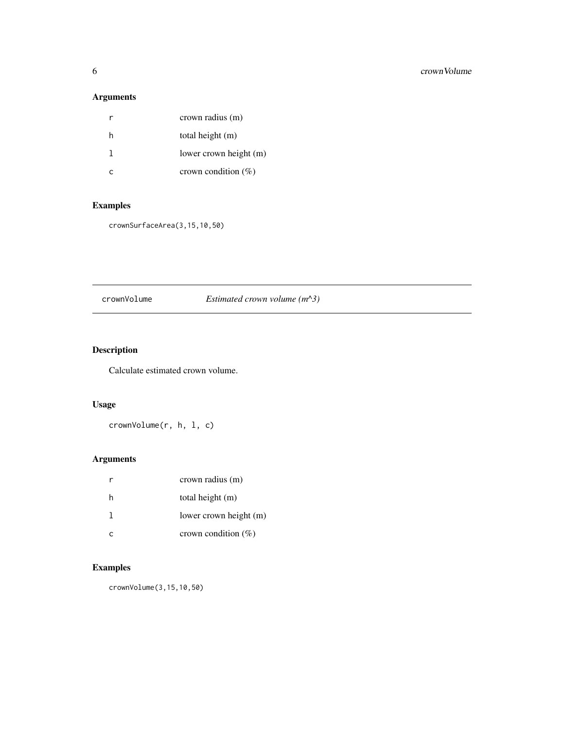## Arguments

| | |
|---|---|
| r | crown radius (m) |
| h | total height (m) |
| l | lower crown height (m) |
| c | crown condition (%) |

## Examples

```
crownSurfaceArea(3,15,10,50)
```

---

# crownVolume — *Estimated crown volume (m^3)*

## Description

Calculate estimated crown volume.

## Usage

```
crownVolume(r, h, l, c)
```

## Arguments

| | |
|---|---|
| r | crown radius (m) |
| h | total height (m) |
| l | lower crown height (m) |
| c | crown condition (%) |

## Examples

```
crownVolume(3,15,10,50)
```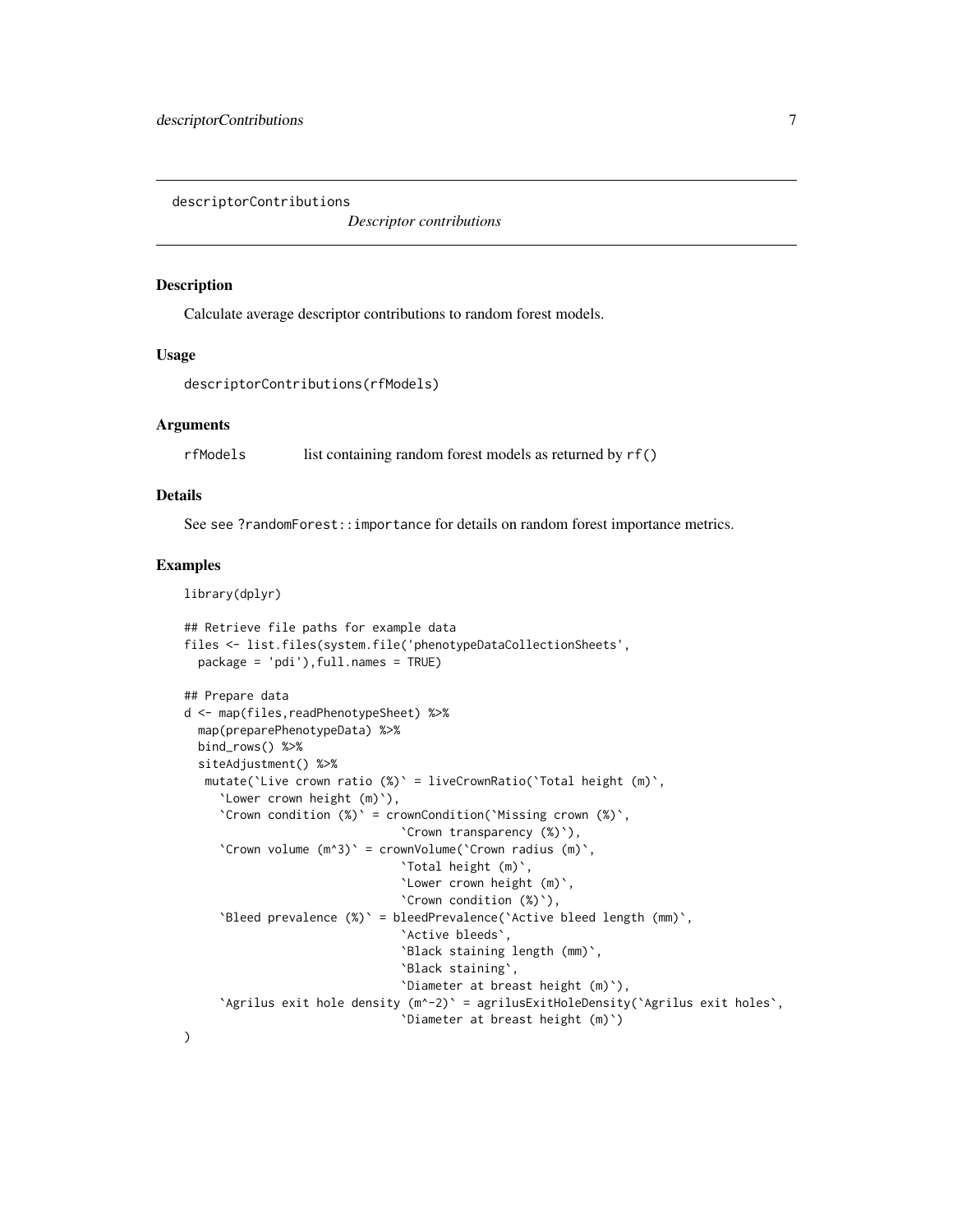`descriptorContributions` *Descriptor contributions*

## Description

Calculate average descriptor contributions to random forest models.

## Usage

```
descriptorContributions(rfModels)
```

## Arguments

| | |
|---|---|
| rfModels | list containing random forest models as returned by `rf()` |

## Details

See see `?randomForest::importance` for details on random forest importance metrics.

## Examples

```
library(dplyr)

## Retrieve file paths for example data
files <- list.files(system.file('phenotypeDataCollectionSheets',
  package = 'pdi'),full.names = TRUE)

## Prepare data
d <- map(files,readPhenotypeSheet) %>%
  map(preparePhenotypeData) %>%
  bind_rows() %>%
  siteAdjustment() %>%
   mutate(`Live crown ratio (%)` = liveCrownRatio(`Total height (m)`,
     `Lower crown height (m)`),
     `Crown condition (%)` = crownCondition(`Missing crown (%)`,
                                `Crown transparency (%)`),
     `Crown volume (m^3)` = crownVolume(`Crown radius (m)`,
                                `Total height (m)`,
                                `Lower crown height (m)`,
                                `Crown condition (%)`),
     `Bleed prevalence (%)` = bleedPrevalence(`Active bleed length (mm)`,
                                `Active bleeds`,
                                `Black staining length (mm)`,
                                `Black staining`,
                                `Diameter at breast height (m)`),
     `Agrilus exit hole density (m^-2)` = agrilusExitHoleDensity(`Agrilus exit holes`,
                                `Diameter at breast height (m)`)
)
```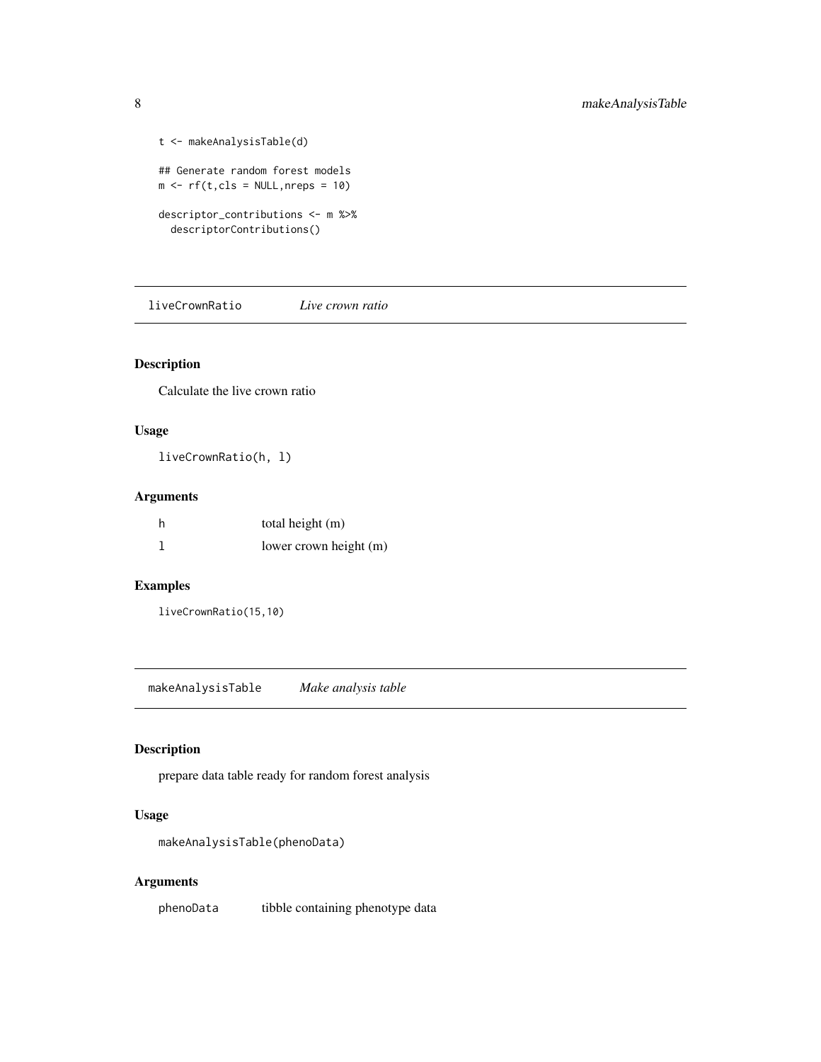```
t <- makeAnalysisTable(d)

## Generate random forest models
m <- rf(t,cls = NULL,nreps = 10)

descriptor_contributions <- m %>%
  descriptorContributions()
```

## liveCrownRatio — *Live crown ratio*

### Description

Calculate the live crown ratio

### Usage

```
liveCrownRatio(h, l)
```

### Arguments

| | |
|---|---|
| h | total height (m) |
| l | lower crown height (m) |

### Examples

```
liveCrownRatio(15,10)
```

## makeAnalysisTable — *Make analysis table*

### Description

prepare data table ready for random forest analysis

### Usage

```
makeAnalysisTable(phenoData)
```

### Arguments

| | |
|---|---|
| phenoData | tibble containing phenotype data |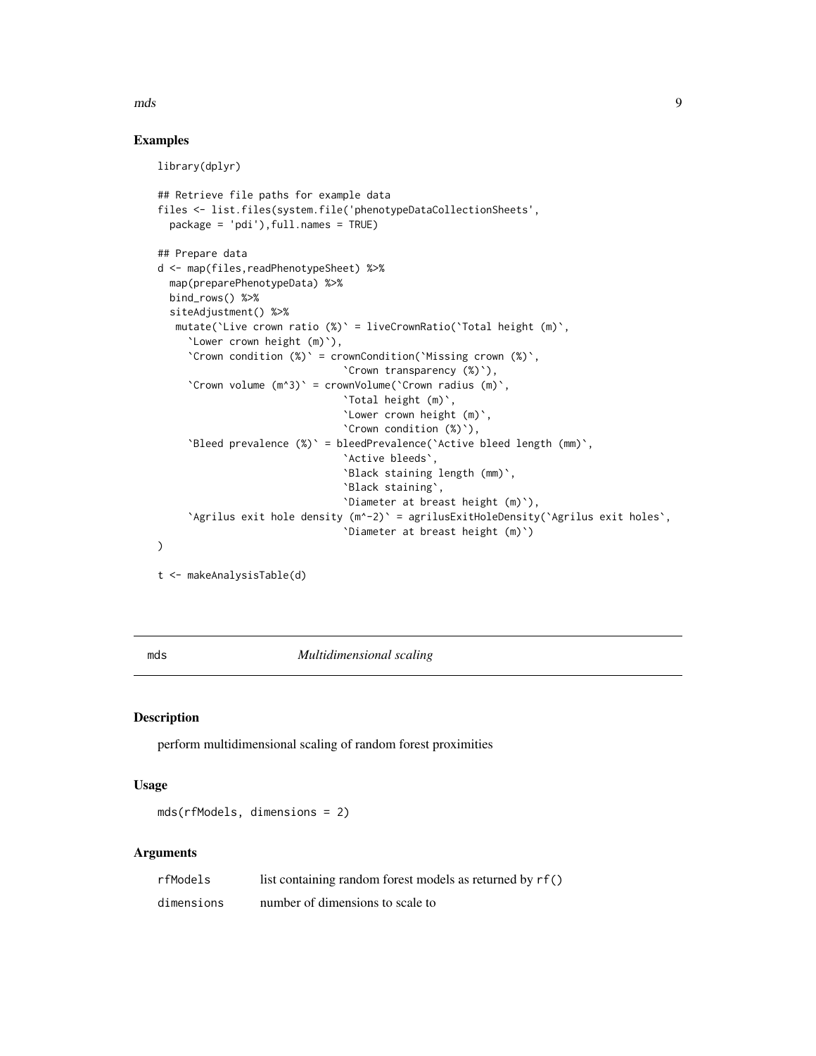## Examples

```
library(dplyr)

## Retrieve file paths for example data
files <- list.files(system.file('phenotypeDataCollectionSheets',
  package = 'pdi'),full.names = TRUE)

## Prepare data
d <- map(files,readPhenotypeSheet) %>%
  map(preparePhenotypeData) %>%
  bind_rows() %>%
  siteAdjustment() %>%
   mutate(`Live crown ratio (%)` = liveCrownRatio(`Total height (m)`,
     `Lower crown height (m)`),
     `Crown condition (%)` = crownCondition(`Missing crown (%)`,
                              `Crown transparency (%)`),
     `Crown volume (m^3)` = crownVolume(`Crown radius (m)`,
                              `Total height (m)`,
                              `Lower crown height (m)`,
                              `Crown condition (%)`),
     `Bleed prevalence (%)` = bleedPrevalence(`Active bleed length (mm)`,
                              `Active bleeds`,
                              `Black staining length (mm)`,
                              `Black staining`,
                              `Diameter at breast height (m)`),
     `Agrilus exit hole density (m^-2)` = agrilusExitHoleDensity(`Agrilus exit holes`,
                              `Diameter at breast height (m)`)
)

t <- makeAnalysisTable(d)
```

# mds *Multidimensional scaling*

## Description

perform multidimensional scaling of random forest proximities

## Usage

```
mds(rfModels, dimensions = 2)
```

## Arguments

| | |
|---|---|
| rfModels | list containing random forest models as returned by rf() |
| dimensions | number of dimensions to scale to |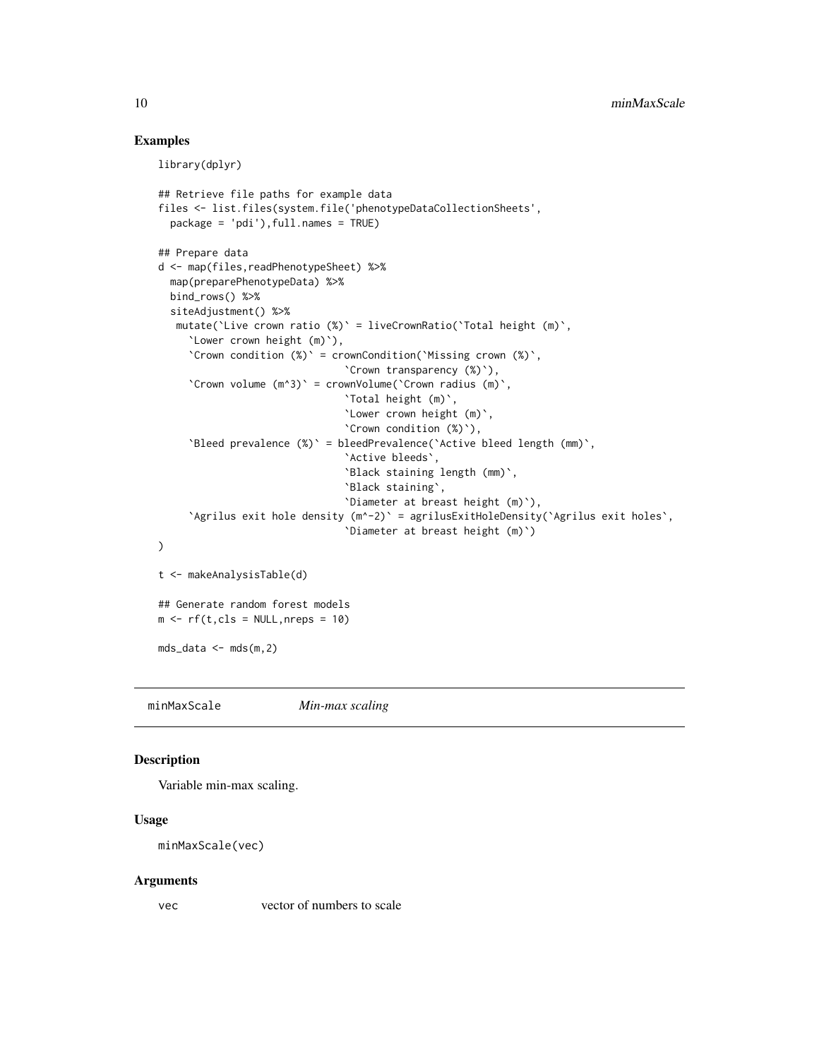## Examples

```
library(dplyr)

## Retrieve file paths for example data
files <- list.files(system.file('phenotypeDataCollectionSheets',
  package = 'pdi'),full.names = TRUE)

## Prepare data
d <- map(files,readPhenotypeSheet) %>%
  map(preparePhenotypeData) %>%
  bind_rows() %>%
  siteAdjustment() %>%
   mutate(`Live crown ratio (%)` = liveCrownRatio(`Total height (m)`,
     `Lower crown height (m)`),
     `Crown condition (%)` = crownCondition(`Missing crown (%)`,
                               `Crown transparency (%)`),
     `Crown volume (m^3)` = crownVolume(`Crown radius (m)`,
                               `Total height (m)`,
                               `Lower crown height (m)`,
                               `Crown condition (%)`),
     `Bleed prevalence (%)` = bleedPrevalence(`Active bleed length (mm)`,
                               `Active bleeds`,
                               `Black staining length (mm)`,
                               `Black staining`,
                               `Diameter at breast height (m)`),
     `Agrilus exit hole density (m^-2)` = agrilusExitHoleDensity(`Agrilus exit holes`,
                               `Diameter at breast height (m)`)
)

t <- makeAnalysisTable(d)

## Generate random forest models
m <- rf(t,cls = NULL,nreps = 10)

mds_data <- mds(m,2)
```

---

`minMaxScale` *Min-max scaling*

---

## Description

Variable min-max scaling.

## Usage

```
minMaxScale(vec)
```

## Arguments

| | |
|---|---|
| `vec` | vector of numbers to scale |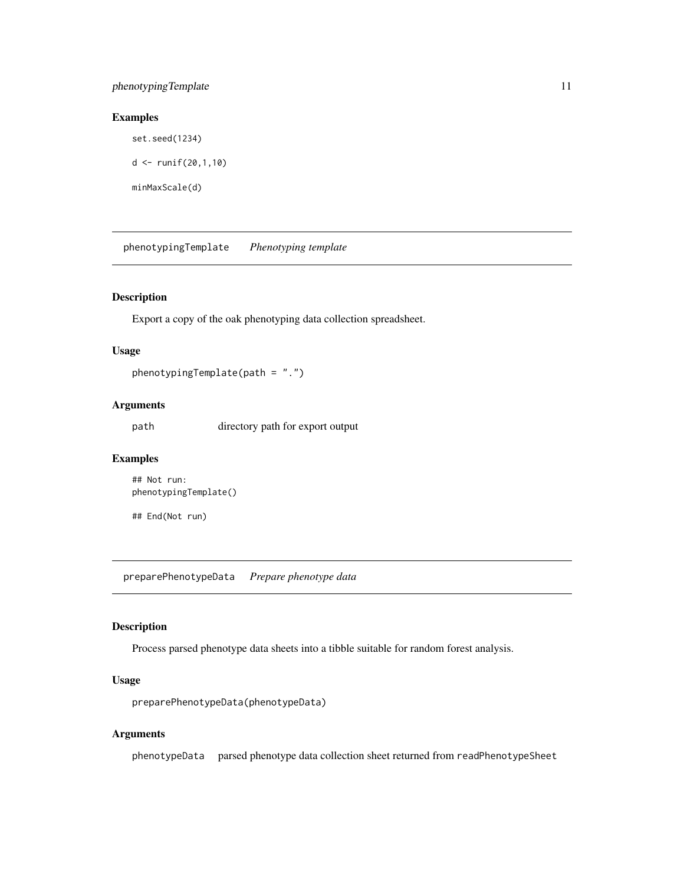### Examples

```
set.seed(1234)

d <- runif(20,1,10)

minMaxScale(d)
```

---

## phenotypingTemplate *Phenotyping template*

### Description

Export a copy of the oak phenotyping data collection spreadsheet.

### Usage

```
phenotypingTemplate(path = ".")
```

### Arguments

| | |
|---|---|
| path | directory path for export output |

### Examples

```
## Not run:
phenotypingTemplate()

## End(Not run)
```

---

## preparePhenotypeData *Prepare phenotype data*

### Description

Process parsed phenotype data sheets into a tibble suitable for random forest analysis.

### Usage

```
preparePhenotypeData(phenotypeData)
```

### Arguments

| | |
|---|---|
| phenotypeData | parsed phenotype data collection sheet returned from `readPhenotypeSheet` |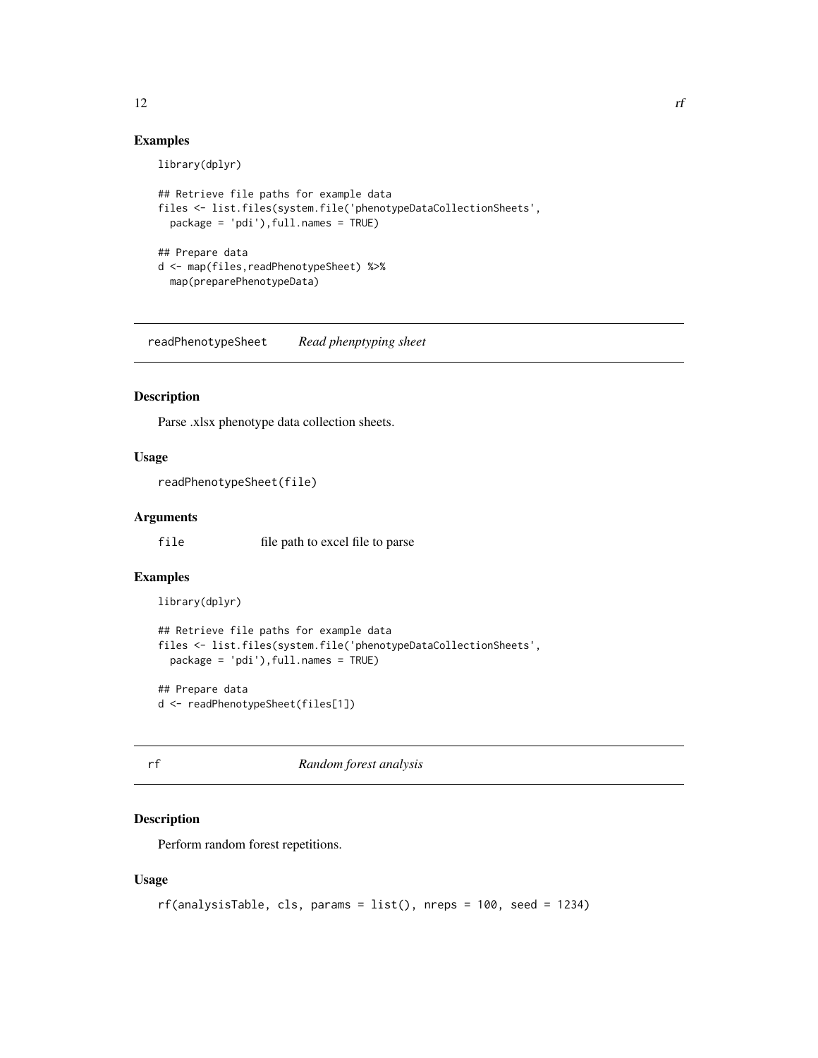## Examples

```
library(dplyr)

## Retrieve file paths for example data
files <- list.files(system.file('phenotypeDataCollectionSheets',
  package = 'pdi'),full.names = TRUE)

## Prepare data
d <- map(files,readPhenotypeSheet) %>%
  map(preparePhenotypeData)
```

---

# readPhenotypeSheet *Read phenptyping sheet*

## Description

Parse .xlsx phenotype data collection sheets.

## Usage

```
readPhenotypeSheet(file)
```

## Arguments

| | |
|---|---|
| `file` | file path to excel file to parse |

## Examples

```
library(dplyr)

## Retrieve file paths for example data
files <- list.files(system.file('phenotypeDataCollectionSheets',
  package = 'pdi'),full.names = TRUE)

## Prepare data
d <- readPhenotypeSheet(files[1])
```

---

# rf *Random forest analysis*

## Description

Perform random forest repetitions.

## Usage

```
rf(analysisTable, cls, params = list(), nreps = 100, seed = 1234)
```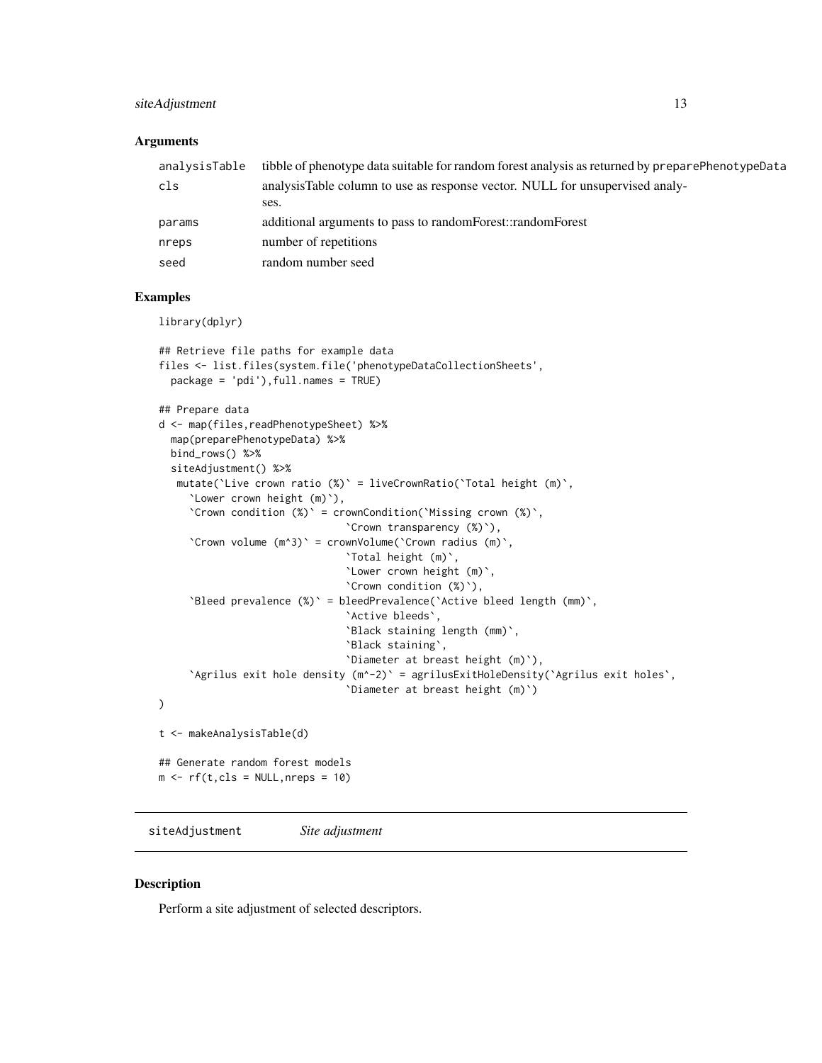### Arguments

| | |
|---|---|
| analysisTable | tibble of phenotype data suitable for random forest analysis as returned by preparePhenotypeData |
| cls | analysisTable column to use as response vector. NULL for unsupervised analyses. |
| params | additional arguments to pass to randomForest::randomForest |
| nreps | number of repetitions |
| seed | random number seed |

### Examples

```
library(dplyr)

## Retrieve file paths for example data
files <- list.files(system.file('phenotypeDataCollectionSheets',
  package = 'pdi'),full.names = TRUE)

## Prepare data
d <- map(files,readPhenotypeSheet) %>%
  map(preparePhenotypeData) %>%
  bind_rows() %>%
  siteAdjustment() %>%
   mutate(`Live crown ratio (%)` = liveCrownRatio(`Total height (m)`,
     `Lower crown height (m)`),
     `Crown condition (%)` = crownCondition(`Missing crown (%)`,
                              `Crown transparency (%)`),
     `Crown volume (m^3)` = crownVolume(`Crown radius (m)`,
                              `Total height (m)`,
                              `Lower crown height (m)`,
                              `Crown condition (%)`),
     `Bleed prevalence (%)` = bleedPrevalence(`Active bleed length (mm)`,
                              `Active bleeds`,
                              `Black staining length (mm)`,
                              `Black staining`,
                              `Diameter at breast height (m)`),
     `Agrilus exit hole density (m^-2)` = agrilusExitHoleDensity(`Agrilus exit holes`,
                              `Diameter at breast height (m)`)
)

t <- makeAnalysisTable(d)

## Generate random forest models
m <- rf(t,cls = NULL,nreps = 10)
```

## siteAdjustment *Site adjustment*

### Description

Perform a site adjustment of selected descriptors.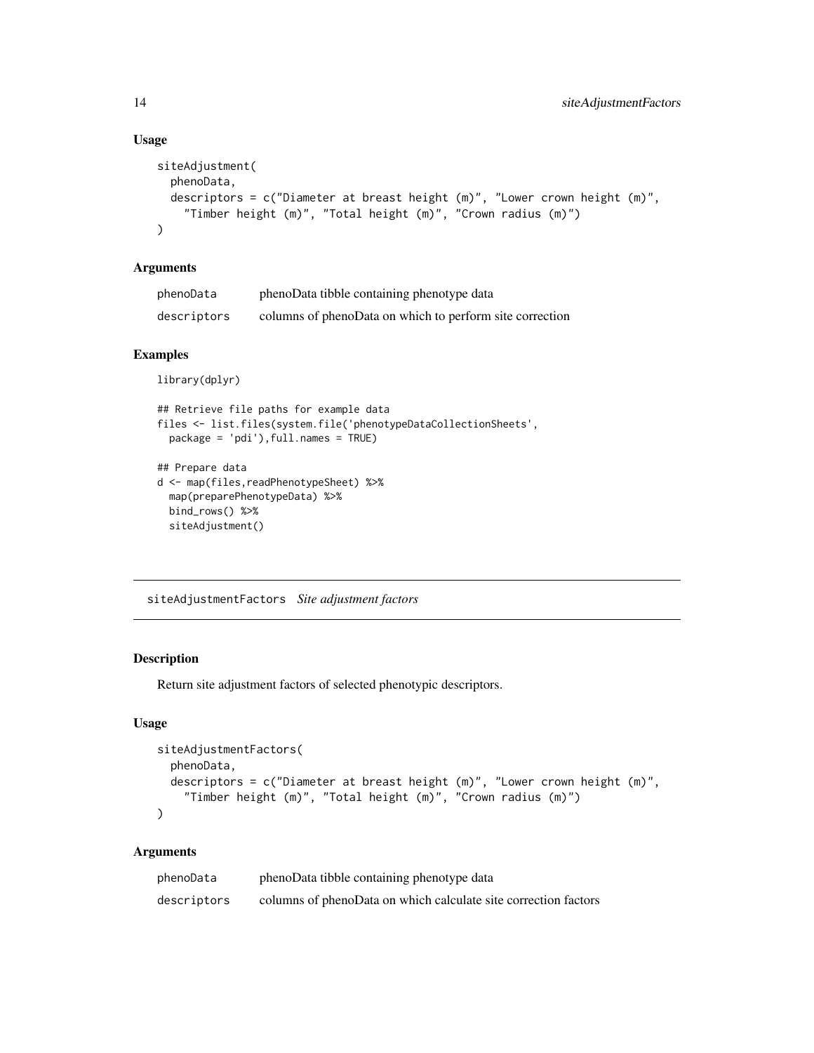### Usage

```
siteAdjustment(
  phenoData,
  descriptors = c("Diameter at breast height (m)", "Lower crown height (m)",
    "Timber height (m)", "Total height (m)", "Crown radius (m)")
)
```

### Arguments

| | |
|---|---|
| phenoData | phenoData tibble containing phenotype data |
| descriptors | columns of phenoData on which to perform site correction |

### Examples

```
library(dplyr)

## Retrieve file paths for example data
files <- list.files(system.file('phenotypeDataCollectionSheets',
  package = 'pdi'),full.names = TRUE)

## Prepare data
d <- map(files,readPhenotypeSheet) %>%
  map(preparePhenotypeData) %>%
  bind_rows() %>%
  siteAdjustment()
```

---

## siteAdjustmentFactors *Site adjustment factors*

---

### Description

Return site adjustment factors of selected phenotypic descriptors.

### Usage

```
siteAdjustmentFactors(
  phenoData,
  descriptors = c("Diameter at breast height (m)", "Lower crown height (m)",
    "Timber height (m)", "Total height (m)", "Crown radius (m)")
)
```

### Arguments

| | |
|---|---|
| phenoData | phenoData tibble containing phenotype data |
| descriptors | columns of phenoData on which calculate site correction factors |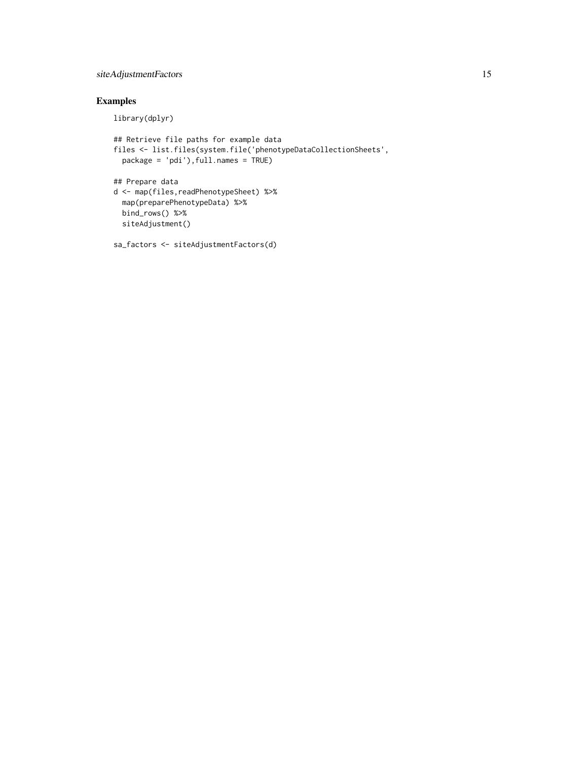## Examples

```
library(dplyr)

## Retrieve file paths for example data
files <- list.files(system.file('phenotypeDataCollectionSheets',
  package = 'pdi'),full.names = TRUE)

## Prepare data
d <- map(files,readPhenotypeSheet) %>%
  map(preparePhenotypeData) %>%
  bind_rows() %>%
  siteAdjustment()

sa_factors <- siteAdjustmentFactors(d)
```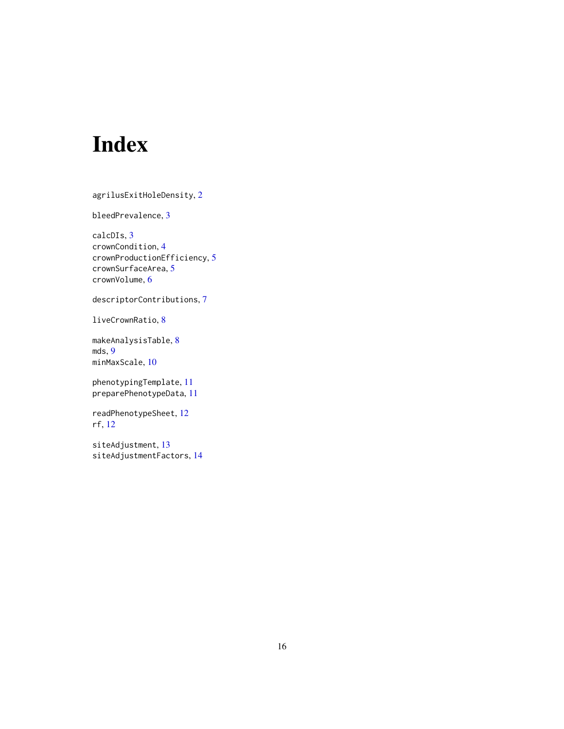# Index

agrilusExitHoleDensity, 2

bleedPrevalence, 3

calcDIs, 3
crownCondition, 4
crownProductionEfficiency, 5
crownSurfaceArea, 5
crownVolume, 6

descriptorContributions, 7

liveCrownRatio, 8

makeAnalysisTable, 8
mds, 9
minMaxScale, 10

phenotypingTemplate, 11
preparePhenotypeData, 11

readPhenotypeSheet, 12
rf, 12

siteAdjustment, 13
siteAdjustmentFactors, 14